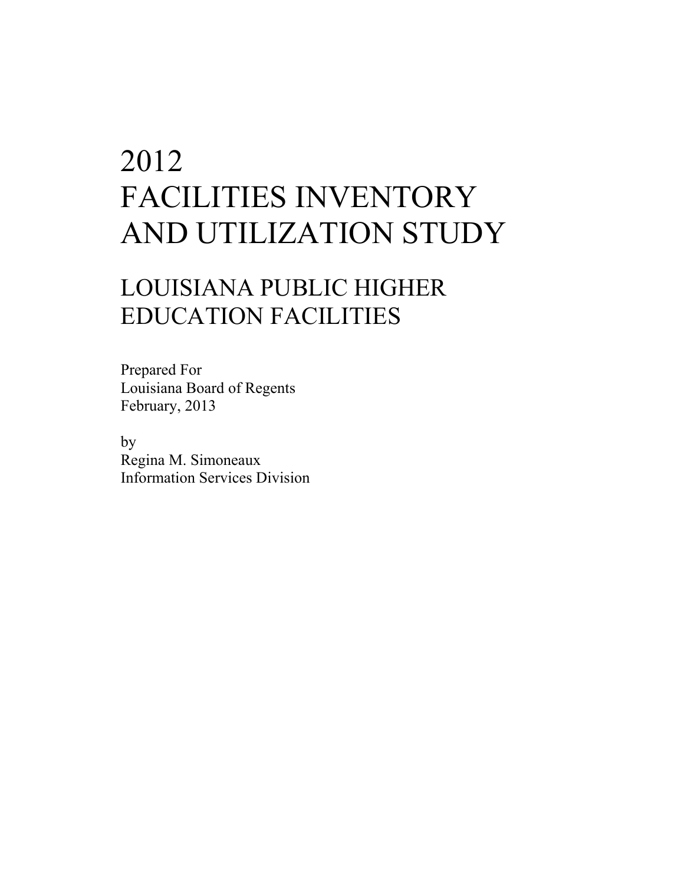# 2012 FACILITIES INVENTORY AND UTILIZATION STUDY

## LOUISIANA PUBLIC HIGHER EDUCATION FACILITIES

Prepared For
Louisiana Board of Regents
February, 2013

by
Regina M. Simoneaux
Information Services Division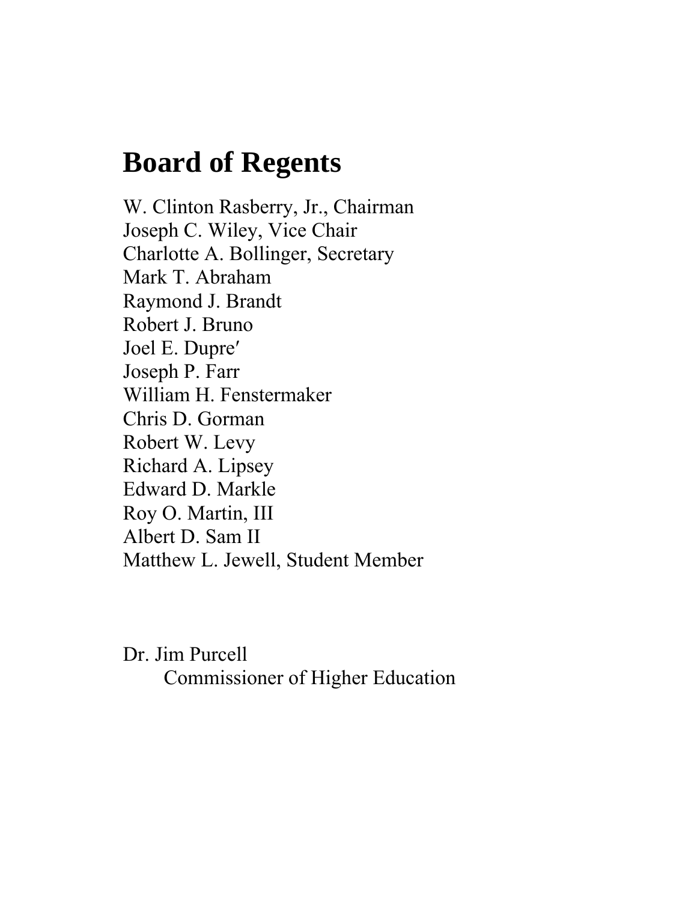# Board of Regents

W. Clinton Rasberry, Jr., Chairman
Joseph C. Wiley, Vice Chair
Charlotte A. Bollinger, Secretary
Mark T. Abraham
Raymond J. Brandt
Robert J. Bruno
Joel E. Dupre′
Joseph P. Farr
William H. Fenstermaker
Chris D. Gorman
Robert W. Levy
Richard A. Lipsey
Edward D. Markle
Roy O. Martin, III
Albert D. Sam II
Matthew L. Jewell, Student Member

Dr. Jim Purcell
Commissioner of Higher Education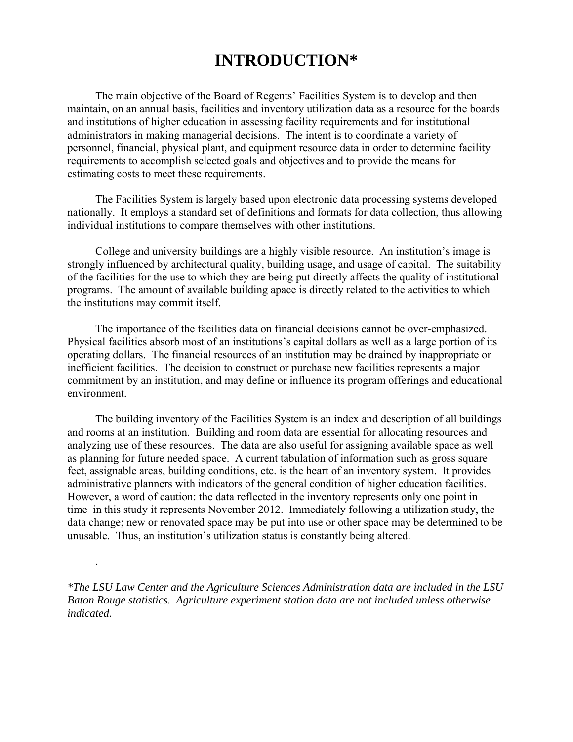# INTRODUCTION*

The main objective of the Board of Regents' Facilities System is to develop and then maintain, on an annual basis, facilities and inventory utilization data as a resource for the boards and institutions of higher education in assessing facility requirements and for institutional administrators in making managerial decisions. The intent is to coordinate a variety of personnel, financial, physical plant, and equipment resource data in order to determine facility requirements to accomplish selected goals and objectives and to provide the means for estimating costs to meet these requirements.

The Facilities System is largely based upon electronic data processing systems developed nationally. It employs a standard set of definitions and formats for data collection, thus allowing individual institutions to compare themselves with other institutions.

College and university buildings are a highly visible resource. An institution's image is strongly influenced by architectural quality, building usage, and usage of capital. The suitability of the facilities for the use to which they are being put directly affects the quality of institutional programs. The amount of available building apace is directly related to the activities to which the institutions may commit itself.

The importance of the facilities data on financial decisions cannot be over-emphasized. Physical facilities absorb most of an institutions's capital dollars as well as a large portion of its operating dollars. The financial resources of an institution may be drained by inappropriate or inefficient facilities. The decision to construct or purchase new facilities represents a major commitment by an institution, and may define or influence its program offerings and educational environment.

The building inventory of the Facilities System is an index and description of all buildings and rooms at an institution. Building and room data are essential for allocating resources and analyzing use of these resources. The data are also useful for assigning available space as well as planning for future needed space. A current tabulation of information such as gross square feet, assignable areas, building conditions, etc. is the heart of an inventory system. It provides administrative planners with indicators of the general condition of higher education facilities. However, a word of caution: the data reflected in the inventory represents only one point in time–in this study it represents November 2012. Immediately following a utilization study, the data change; new or renovated space may be put into use or other space may be determined to be unusable. Thus, an institution's utilization status is constantly being altered.

.

*\*The LSU Law Center and the Agriculture Sciences Administration data are included in the LSU Baton Rouge statistics. Agriculture experiment station data are not included unless otherwise indicated.*